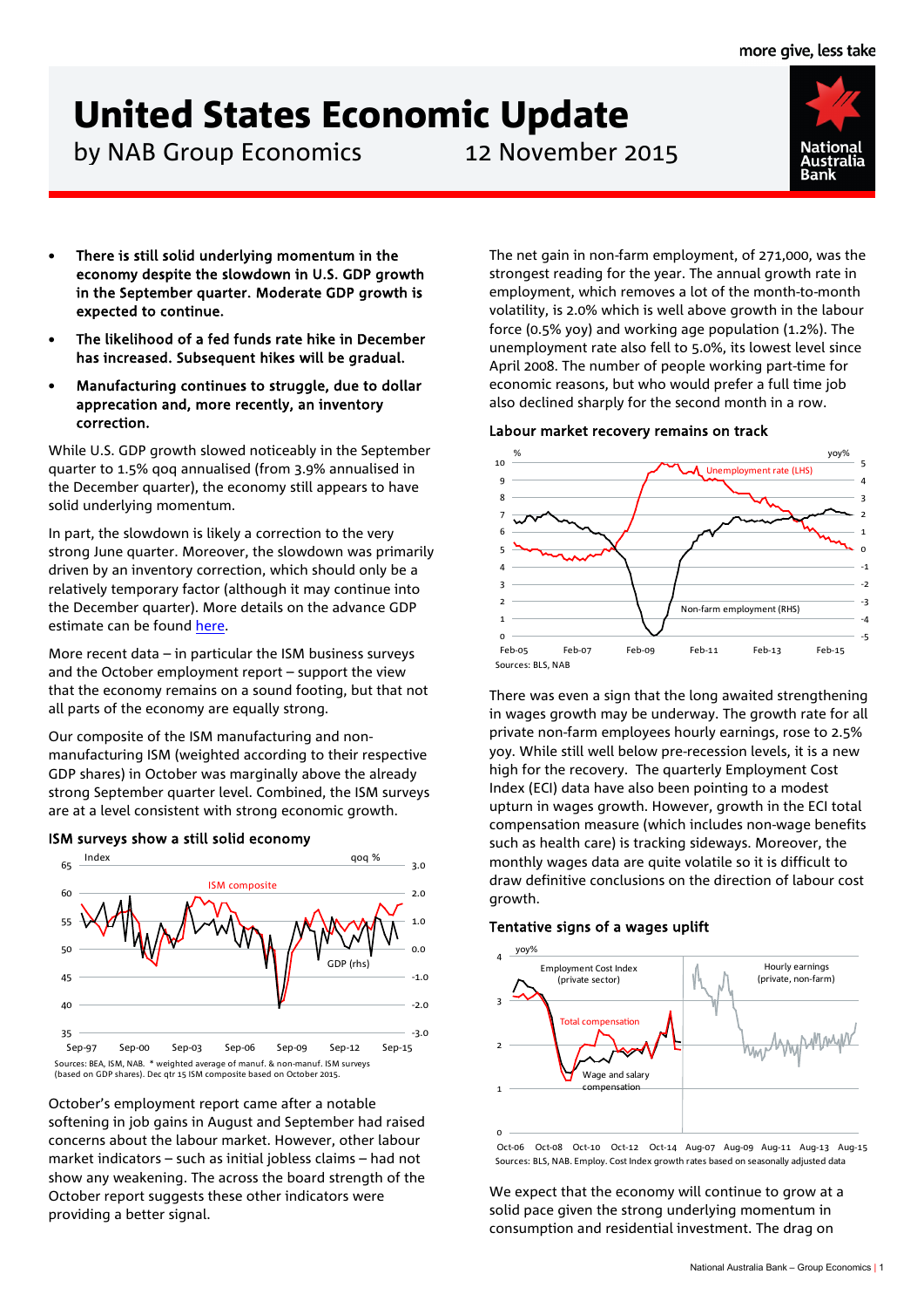# United States Economic Update

by NAB Group Economics 12 November 2015

- **There is still solid underlying momentum in the economy despite the slowdown in U.S. GDP growth in the September quarter. Moderate GDP growth is expected to continue.**
- **The likelihood of a fed funds rate hike in December has increased. Subsequent hikes will be gradual.**
- **Manufacturing continues to struggle, due to dollar apprecation and, more recently, an inventory correction.**

While U.S. GDP growth slowed noticeably in the September quarter to 1.5% qoq annualised (from 3.9% annualised in the December quarter), the economy still appears to have solid underlying momentum.

In part, the slowdown is likely a correction to the very strong June quarter. Moreover, the slowdown was primarily driven by an inventory correction, which should only be a relatively temporary factor (although it may continue into the December quarter). More details on the advance GDP estimate can be found here.

More recent data – in particular the ISM business surveys and the October employment report – support the view that the economy remains on a sound footing, but that not all parts of the economy are equally strong.

Our composite of the ISM manufacturing and non-manufacturing ISM (weighted according to their respective GDP shares) in October was marginally above the already strong September quarter level. Combined, the ISM surveys are at a level consistent with strong economic growth.

### ISM surveys show a still solid economy

Sources: BEA, ISM, NAB. * weighted average of manuf. & non-manuf. ISM surveys (based on GDP shares). Dec qtr 15 ISM composite based on October 2015.

October's employment report came after a notable softening in job gains in August and September had raised concerns about the labour market. However, other labour market indicators – such as initial jobless claims – had not show any weakening. The across the board strength of the October report suggests these other indicators were providing a better signal.

The net gain in non-farm employment, of 271,000, was the strongest reading for the year. The annual growth rate in employment, which removes a lot of the month-to-month volatility, is 2.0% which is well above growth in the labour force (0.5% yoy) and working age population (1.2%). The unemployment rate also fell to 5.0%, its lowest level since April 2008. The number of people working part-time for economic reasons, but who would prefer a full time job also declined sharply for the second month in a row.

### Labour market recovery remains on track

Sources: BLS, NAB

There was even a sign that the long awaited strengthening in wages growth may be underway. The growth rate for all private non-farm employees hourly earnings, rose to 2.5% yoy. While still well below pre-recession levels, it is a new high for the recovery. The quarterly Employment Cost Index (ECI) data have also been pointing to a modest upturn in wages growth. However, growth in the ECI total compensation measure (which includes non-wage benefits such as health care) is tracking sideways. Moreover, the monthly wages data are quite volatile so it is difficult to draw definitive conclusions on the direction of labour cost growth.

### Tentative signs of a wages uplift

Sources: BLS, NAB. Employ. Cost Index growth rates based on seasonally adjusted data

We expect that the economy will continue to grow at a solid pace given the strong underlying momentum in consumption and residential investment. The drag on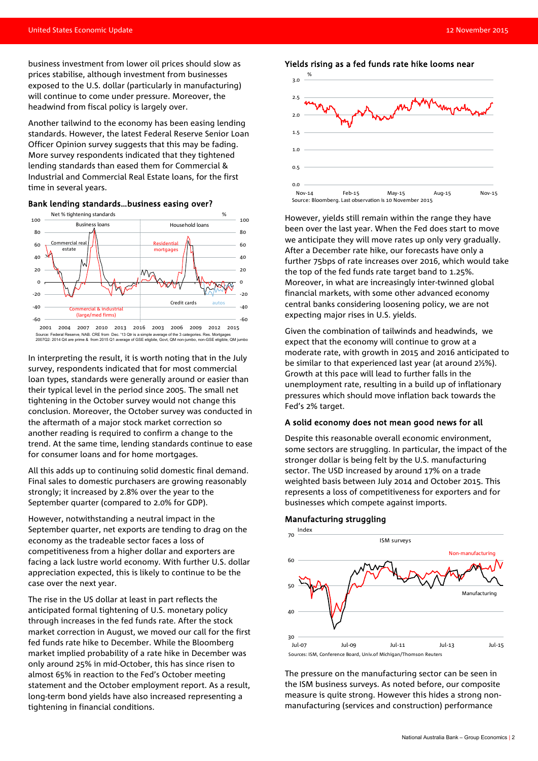business investment from lower oil prices should slow as prices stabilise, although investment from businesses exposed to the U.S. dollar (particularly in manufacturing) will continue to come under pressure. Moreover, the headwind from fiscal policy is largely over.

Another tailwind to the economy has been easing lending standards. However, the latest Federal Reserve Senior Loan Officer Opinion survey suggests that this may be fading. More survey respondents indicated that they tightened lending standards than eased them for Commercial & Industrial and Commercial Real Estate loans, for the first time in several years.

### Bank lending standards…business easing over?

Source: Federal Reserve, NAB. CRE from Dec. '13 Qtr is a simple average of the 3 categories. Res. Mortgages 2007Q2: 2014 Q4 are prime & from 2015 Q1 average of GSE eligible, Govt, QM non-jumbo, non-GSE eligible, QM jumbo

In interpreting the result, it is worth noting that in the July survey, respondents indicated that for most commercial loan types, standards were generally around or easier than their typical level in the period since 2005. The small net tightening in the October survey would not change this conclusion. Moreover, the October survey was conducted in the aftermath of a major stock market correction so another reading is required to confirm a change to the trend. At the same time, lending standards continue to ease for consumer loans and for home mortgages.

All this adds up to continuing solid domestic final demand. Final sales to domestic purchasers are growing reasonably strongly; it increased by 2.8% over the year to the September quarter (compared to 2.0% for GDP).

However, notwithstanding a neutral impact in the September quarter, net exports are tending to drag on the economy as the tradeable sector faces a loss of competitiveness from a higher dollar and exporters are facing a lack lustre world economy. With further U.S. dollar appreciation expected, this is likely to continue to be the case over the next year.

The rise in the US dollar at least in part reflects the anticipated formal tightening of U.S. monetary policy through increases in the fed funds rate. After the stock market correction in August, we moved our call for the first fed funds rate hike to December. While the Bloomberg market implied probability of a rate hike in December was only around 25% in mid-October, this has since risen to almost 65% in reaction to the Fed's October meeting statement and the October employment report. As a result, long-term bond yields have also increased representing a tightening in financial conditions.

### Yields rising as a fed funds rate hike looms near

Source: Bloomberg. Last observation is 10 November 2015

However, yields still remain within the range they have been over the last year. When the Fed does start to move we anticipate they will move rates up only very gradually. After a December rate hike, our forecasts have only a further 75bps of rate increases over 2016, which would take the top of the fed funds rate target band to 1.25%. Moreover, in what are increasingly inter-twinned global financial markets, with some other advanced economy central banks considering loosening policy, we are not expecting major rises in U.S. yields.

Given the combination of tailwinds and headwinds, we expect that the economy will continue to grow at a moderate rate, with growth in 2015 and 2016 anticipated to be similar to that experienced last year (at around 2½%). Growth at this pace will lead to further falls in the unemployment rate, resulting in a build up of inflationary pressures which should move inflation back towards the Fed's 2% target.

### A solid economy does not mean good news for all

Despite this reasonable overall economic environment, some sectors are struggling. In particular, the impact of the stronger dollar is being felt by the U.S. manufacturing sector. The USD increased by around 17% on a trade weighted basis between July 2014 and October 2015. This represents a loss of competitiveness for exporters and for businesses which compete against imports.

### Manufacturing struggling

Sources: ISM, Conference Board, Univ.of Michigan/Thomson Reuters

The pressure on the manufacturing sector can be seen in the ISM business surveys. As noted before, our composite measure is quite strong. However this hides a strong non-manufacturing (services and construction) performance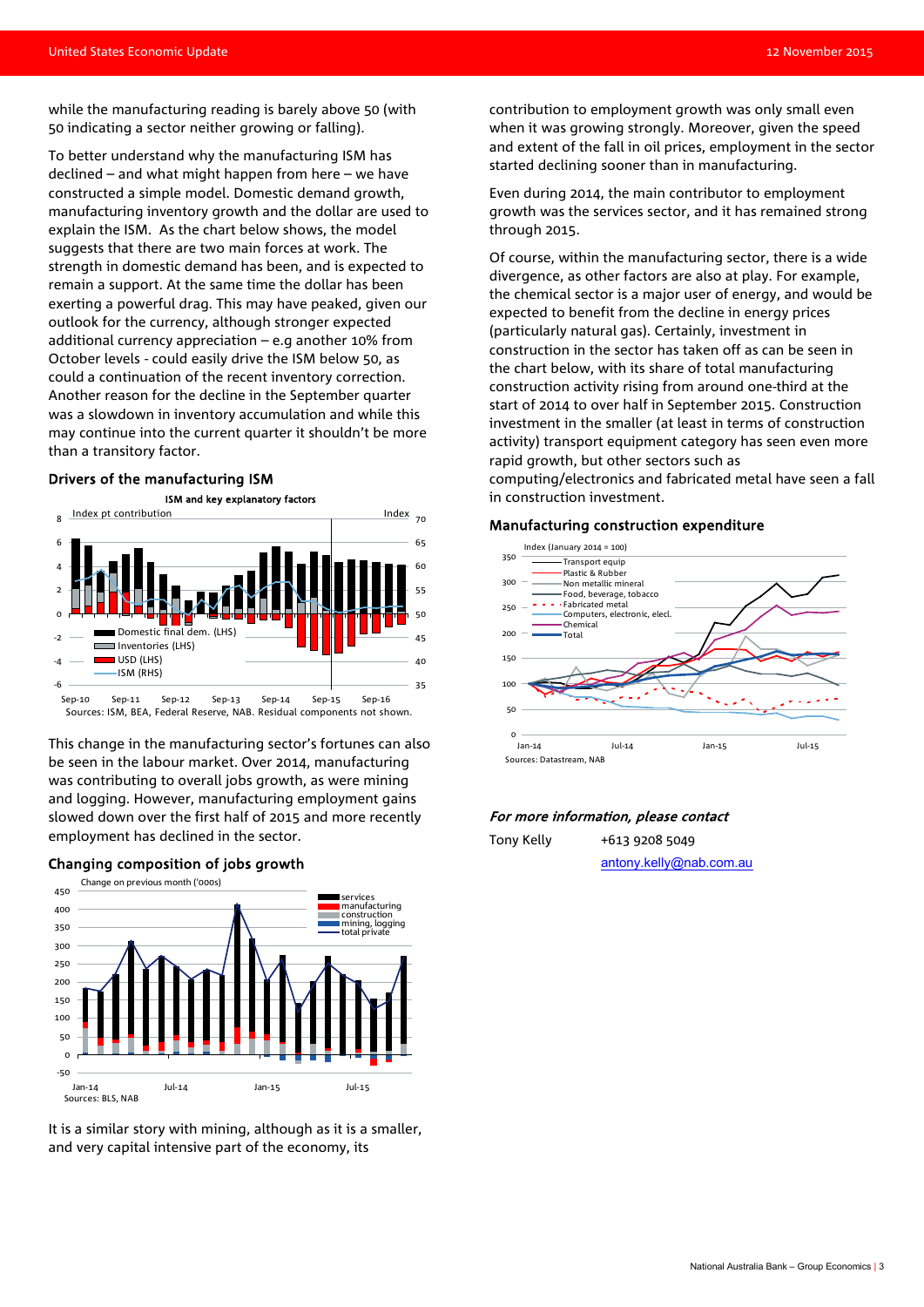while the manufacturing reading is barely above 50 (with 50 indicating a sector neither growing or falling).

To better understand why the manufacturing ISM has declined – and what might happen from here – we have constructed a simple model. Domestic demand growth, manufacturing inventory growth and the dollar are used to explain the ISM. As the chart below shows, the model suggests that there are two main forces at work. The strength in domestic demand has been, and is expected to remain a support. At the same time the dollar has been exerting a powerful drag. This may have peaked, given our outlook for the currency, although stronger expected additional currency appreciation – e.g another 10% from October levels - could easily drive the ISM below 50, as could a continuation of the recent inventory correction. Another reason for the decline in the September quarter was a slowdown in inventory accumulation and while this may continue into the current quarter it shouldn't be more than a transitory factor.

### Drivers of the manufacturing ISM

ISM and key explanatory factors

Sources: ISM, BEA, Federal Reserve, NAB. Residual components not shown.

This change in the manufacturing sector's fortunes can also be seen in the labour market. Over 2014, manufacturing was contributing to overall jobs growth, as were mining and logging. However, manufacturing employment gains slowed down over the first half of 2015 and more recently employment has declined in the sector.

### Changing composition of jobs growth

Sources: BLS, NAB

It is a similar story with mining, although as it is a smaller, and very capital intensive part of the economy, its contribution to employment growth was only small even when it was growing strongly. Moreover, given the speed and extent of the fall in oil prices, employment in the sector started declining sooner than in manufacturing.

Even during 2014, the main contributor to employment growth was the services sector, and it has remained strong through 2015.

Of course, within the manufacturing sector, there is a wide divergence, as other factors are also at play. For example, the chemical sector is a major user of energy, and would be expected to benefit from the decline in energy prices (particularly natural gas). Certainly, investment in construction in the sector has taken off as can be seen in the chart below, with its share of total manufacturing construction activity rising from around one-third at the start of 2014 to over half in September 2015. Construction investment in the smaller (at least in terms of construction activity) transport equipment category has seen even more rapid growth, but other sectors such as computing/electronics and fabricated metal have seen a fall in construction investment.

### Manufacturing construction expenditure

Sources: Datastream, NAB

***For more information, please contact***

Tony Kelly +613 9208 5049

antony.kelly@nab.com.au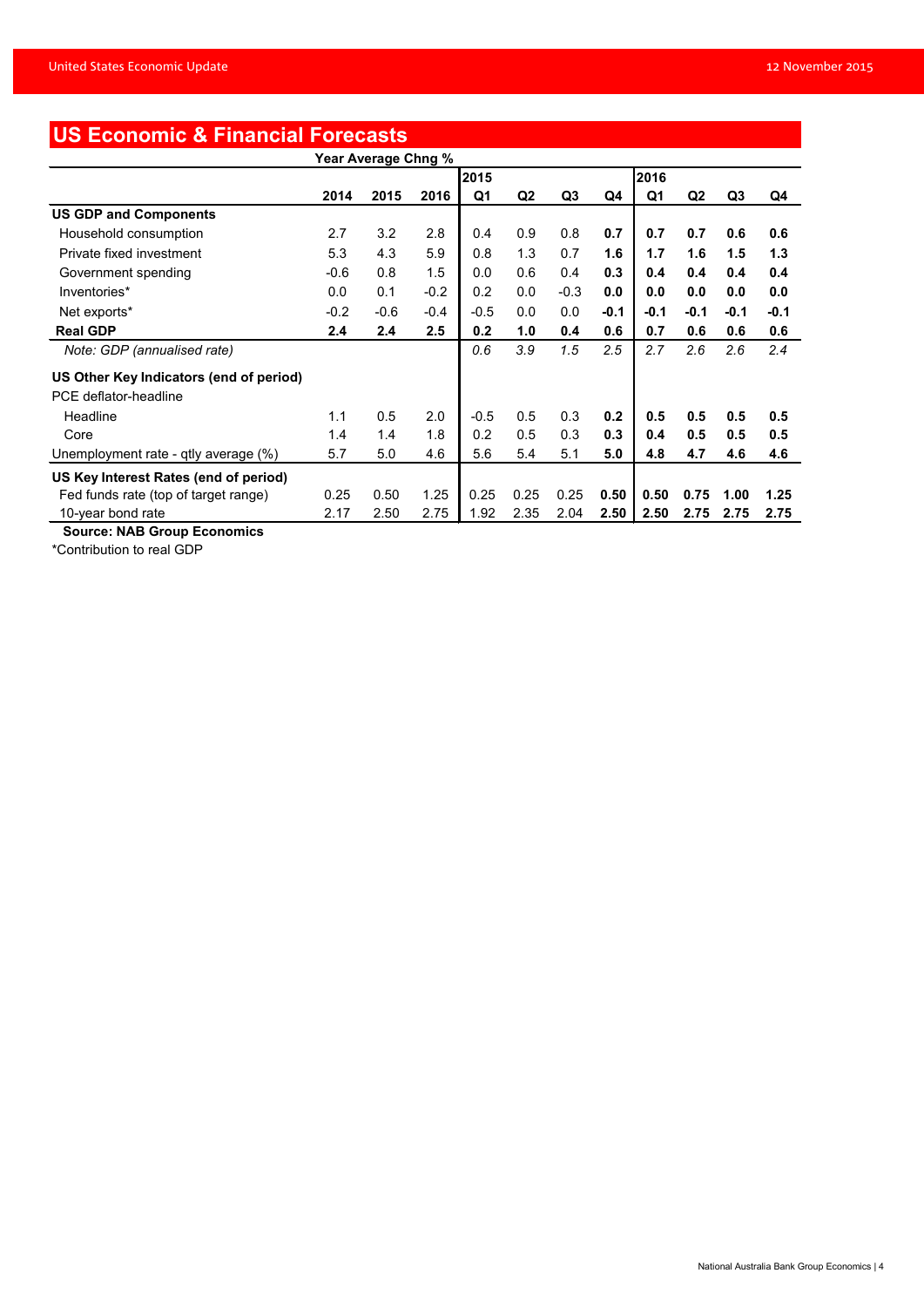## US Economic & Financial Forecasts

| | Year Average Chng % | | | 2015 | | | | 2016 | | | |
|---|---|---|---|---|---|---|---|---|---|---|---|
| | 2014 | 2015 | 2016 | Q1 | Q2 | Q3 | Q4 | Q1 | Q2 | Q3 | Q4 |
| **US GDP and Components** | | | | | | | | | | | |
| Household consumption | 2.7 | 3.2 | 2.8 | 0.4 | 0.9 | 0.8 | **0.7** | **0.7** | **0.7** | **0.6** | **0.6** |
| Private fixed investment | 5.3 | 4.3 | 5.9 | 0.8 | 1.3 | 0.7 | **1.6** | **1.7** | **1.6** | **1.5** | **1.3** |
| Government spending | -0.6 | 0.8 | 1.5 | 0.0 | 0.6 | 0.4 | **0.3** | **0.4** | **0.4** | **0.4** | **0.4** |
| Inventories* | 0.0 | 0.1 | -0.2 | 0.2 | 0.0 | -0.3 | **0.0** | **0.0** | **0.0** | **0.0** | **0.0** |
| Net exports* | -0.2 | -0.6 | -0.4 | -0.5 | 0.0 | 0.0 | **-0.1** | **-0.1** | **-0.1** | **-0.1** | **-0.1** |
| **Real GDP** | **2.4** | **2.4** | **2.5** | **0.2** | **1.0** | **0.4** | **0.6** | **0.7** | **0.6** | **0.6** | **0.6** |
| *Note: GDP (annualised rate)* | | | | *0.6* | *3.9* | *1.5* | *2.5* | *2.7* | *2.6* | *2.6* | *2.4* |
| **US Other Key Indicators (end of period)** | | | | | | | | | | | |
| PCE deflator-headline | | | | | | | | | | | |
| Headline | 1.1 | 0.5 | 2.0 | -0.5 | 0.5 | 0.3 | **0.2** | **0.5** | **0.5** | **0.5** | **0.5** |
| Core | 1.4 | 1.4 | 1.8 | 0.2 | 0.5 | 0.3 | **0.3** | **0.4** | **0.5** | **0.5** | **0.5** |
| Unemployment rate - qtly average (%) | 5.7 | 5.0 | 4.6 | 5.6 | 5.4 | 5.1 | **5.0** | **4.8** | **4.7** | **4.6** | **4.6** |
| **US Key Interest Rates (end of period)** | | | | | | | | | | | |
| Fed funds rate (top of target range) | 0.25 | 0.50 | 1.25 | 0.25 | 0.25 | 0.25 | **0.50** | **0.50** | **0.75** | **1.00** | **1.25** |
| 10-year bond rate | 2.17 | 2.50 | 2.75 | 1.92 | 2.35 | 2.04 | **2.50** | **2.50** | **2.75** | **2.75** | **2.75** |

**Source: NAB Group Economics**

*Contribution to real GDP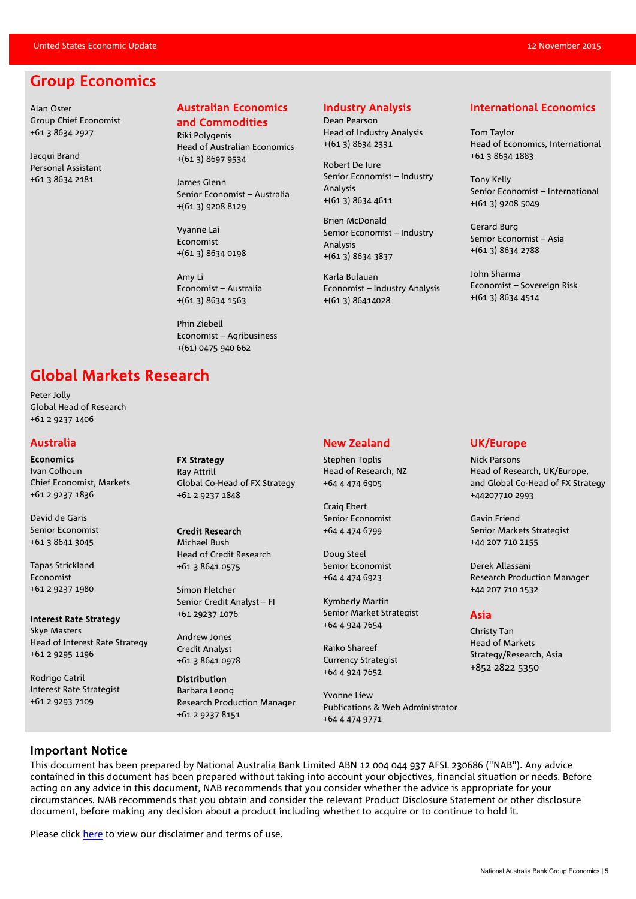# Group Economics

Alan Oster
Group Chief Economist
+61 3 8634 2927

Jacqui Brand
Personal Assistant
+61 3 8634 2181

## Australian Economics and Commodities

Riki Polygenis
Head of Australian Economics
+(61 3) 8697 9534

James Glenn
Senior Economist – Australia
+(61 3) 9208 8129

Vyanne Lai
Economist
+(61 3) 8634 0198

Amy Li
Economist – Australia
+(61 3) 8634 1563

Phin Ziebell
Economist – Agribusiness
+(61) 0475 940 662

## Industry Analysis

Dean Pearson
Head of Industry Analysis
+(61 3) 8634 2331

Robert De Iure
Senior Economist – Industry Analysis
+(61 3) 8634 4611

Brien McDonald
Senior Economist – Industry Analysis
+(61 3) 8634 3837

Karla Bulauan
Economist – Industry Analysis
+(61 3) 86414028

## International Economics

Tom Taylor
Head of Economics, International
+61 3 8634 1883

Tony Kelly
Senior Economist – International
+(61 3) 9208 5049

Gerard Burg
Senior Economist – Asia
+(61 3) 8634 2788

John Sharma
Economist – Sovereign Risk
+(61 3) 8634 4514

# Global Markets Research

Peter Jolly
Global Head of Research
+61 2 9237 1406

## Australia

**Economics**

Ivan Colhoun
Chief Economist, Markets
+61 2 9237 1836

David de Garis
Senior Economist
+61 3 8641 3045

Tapas Strickland
Economist
+61 2 9237 1980

**Interest Rate Strategy**

Skye Masters
Head of Interest Rate Strategy
+61 2 9295 1196

Rodrigo Catril
Interest Rate Strategist
+61 2 9293 7109

**FX Strategy**

Ray Attrill
Global Co-Head of FX Strategy
+61 2 9237 1848

**Credit Research**

Michael Bush
Head of Credit Research
+61 3 8641 0575

Simon Fletcher
Senior Credit Analyst – FI
+61 29237 1076

Andrew Jones
Credit Analyst
+61 3 8641 0978

**Distribution**

Barbara Leong
Research Production Manager
+61 2 9237 8151

## New Zealand

Stephen Toplis
Head of Research, NZ
+64 4 474 6905

Craig Ebert
Senior Economist
+64 4 474 6799

Doug Steel
Senior Economist
+64 4 474 6923

Kymberly Martin
Senior Market Strategist
+64 4 924 7654

Raiko Shareef
Currency Strategist
+64 4 924 7652

Yvonne Liew
Publications & Web Administrator
+64 4 474 9771

## UK/Europe

Nick Parsons
Head of Research, UK/Europe, and Global Co-Head of FX Strategy
+44207710 2993

Gavin Friend
Senior Markets Strategist
+44 207 710 2155

Derek Allassani
Research Production Manager
+44 207 710 1532

## Asia

Christy Tan
Head of Markets Strategy/Research, Asia
+852 2822 5350

## Important Notice

This document has been prepared by National Australia Bank Limited ABN 12 004 044 937 AFSL 230686 ("NAB"). Any advice contained in this document has been prepared without taking into account your objectives, financial situation or needs. Before acting on any advice in this document, NAB recommends that you consider whether the advice is appropriate for your circumstances. NAB recommends that you obtain and consider the relevant Product Disclosure Statement or other disclosure document, before making any decision about a product including whether to acquire or to continue to hold it.

Please click here to view our disclaimer and terms of use.